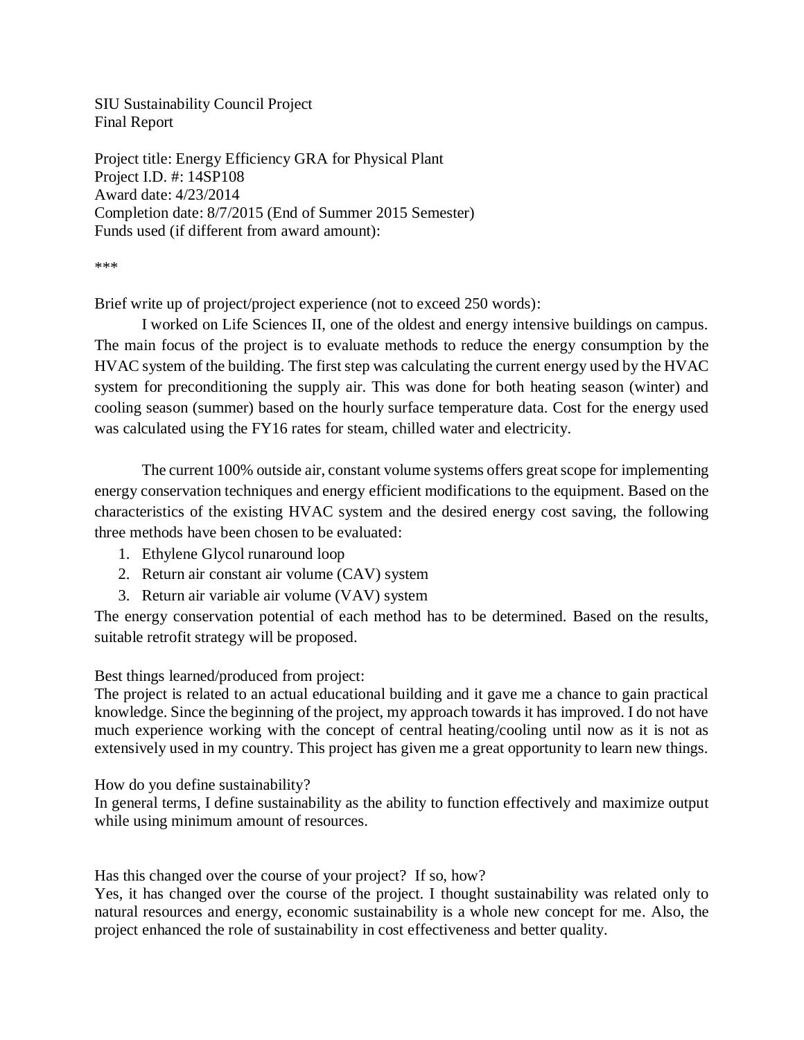SIU Sustainability Council Project
Final Report

Project title: Energy Efficiency GRA for Physical Plant
Project I.D. #: 14SP108
Award date: 4/23/2014
Completion date: 8/7/2015 (End of Summer 2015 Semester)
Funds used (if different from award amount):

***

Brief write up of project/project experience (not to exceed 250 words):

I worked on Life Sciences II, one of the oldest and energy intensive buildings on campus. The main focus of the project is to evaluate methods to reduce the energy consumption by the HVAC system of the building. The first step was calculating the current energy used by the HVAC system for preconditioning the supply air. This was done for both heating season (winter) and cooling season (summer) based on the hourly surface temperature data. Cost for the energy used was calculated using the FY16 rates for steam, chilled water and electricity.

The current 100% outside air, constant volume systems offers great scope for implementing energy conservation techniques and energy efficient modifications to the equipment. Based on the characteristics of the existing HVAC system and the desired energy cost saving, the following three methods have been chosen to be evaluated:

1. Ethylene Glycol runaround loop
2. Return air constant air volume (CAV) system
3. Return air variable air volume (VAV) system

The energy conservation potential of each method has to be determined. Based on the results, suitable retrofit strategy will be proposed.

Best things learned/produced from project:
The project is related to an actual educational building and it gave me a chance to gain practical knowledge. Since the beginning of the project, my approach towards it has improved. I do not have much experience working with the concept of central heating/cooling until now as it is not as extensively used in my country. This project has given me a great opportunity to learn new things.

How do you define sustainability?
In general terms, I define sustainability as the ability to function effectively and maximize output while using minimum amount of resources.

Has this changed over the course of your project? If so, how?
Yes, it has changed over the course of the project. I thought sustainability was related only to natural resources and energy, economic sustainability is a whole new concept for me. Also, the project enhanced the role of sustainability in cost effectiveness and better quality.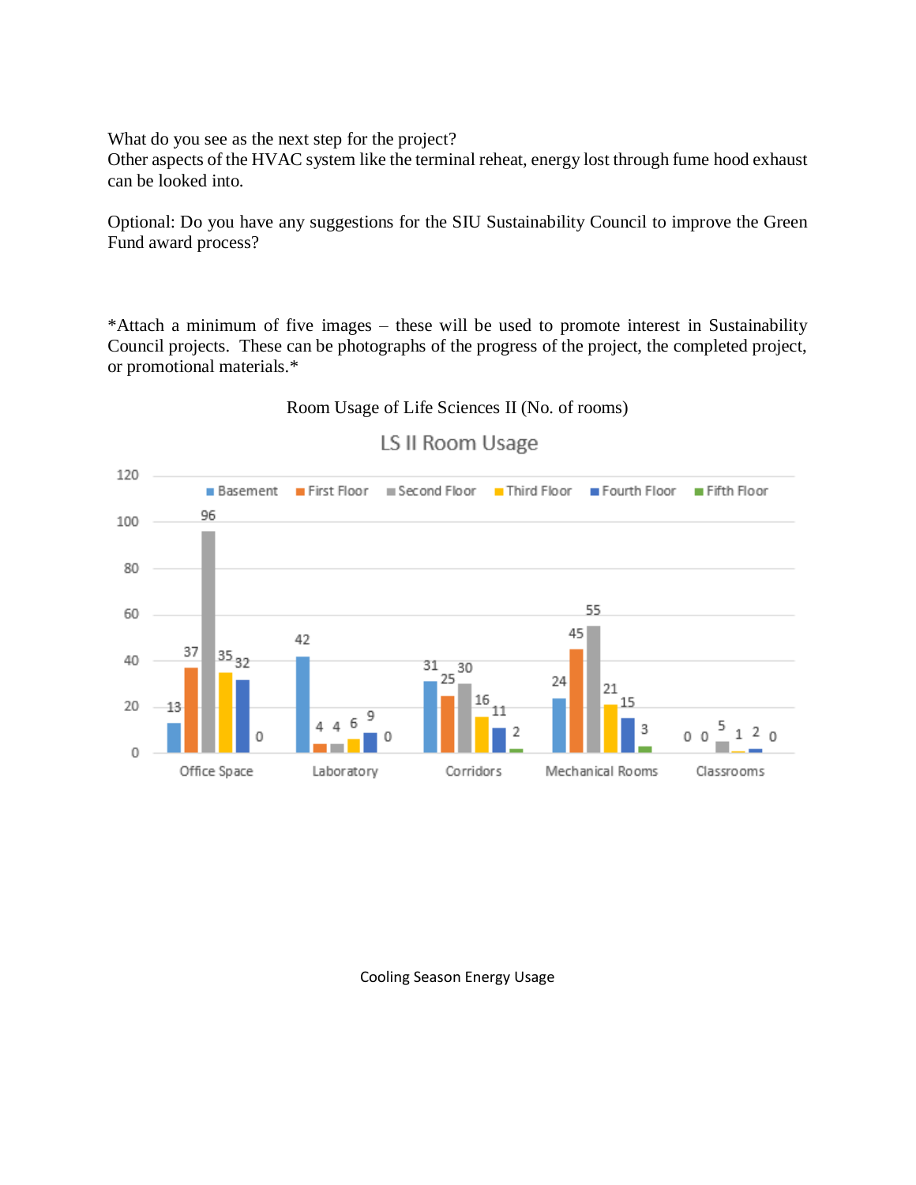What do you see as the next step for the project?
Other aspects of the HVAC system like the terminal reheat, energy lost through fume hood exhaust can be looked into.

Optional: Do you have any suggestions for the SIU Sustainability Council to improve the Green Fund award process?

*Attach a minimum of five images – these will be used to promote interest in Sustainability Council projects. These can be photographs of the progress of the project, the completed project, or promotional materials.*

Room Usage of Life Sciences II (No. of rooms)

LS II Room Usage

| | Basement | First Floor | Second Floor | Third Floor | Fourth Floor | Fifth Floor |
|---|---|---|---|---|---|---|
| Office Space | 13 | 37 | 96 | 35 | 32 | 0 |
| Laboratory | 42 | 4 | 4 | 6 | 9 | 0 |
| Corridors | 31 | 25 | 30 | 16 | 11 | 2 |
| Mechanical Rooms | 24 | 45 | 55 | 21 | 15 | 3 |
| Classrooms | 0 | 0 | 5 | 1 | 2 | 0 |

Cooling Season Energy Usage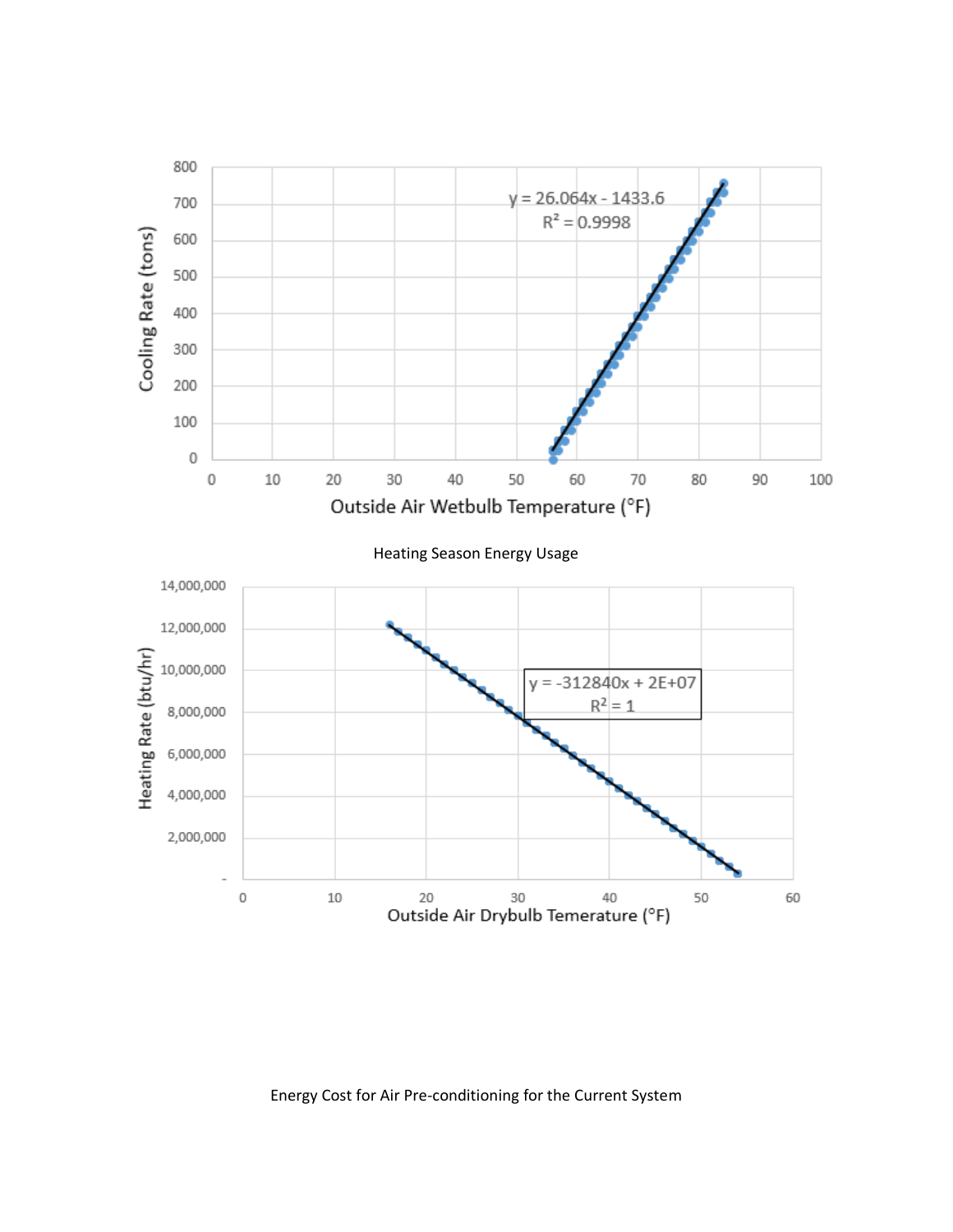Heating Season Energy Usage

Energy Cost for Air Pre-conditioning for the Current System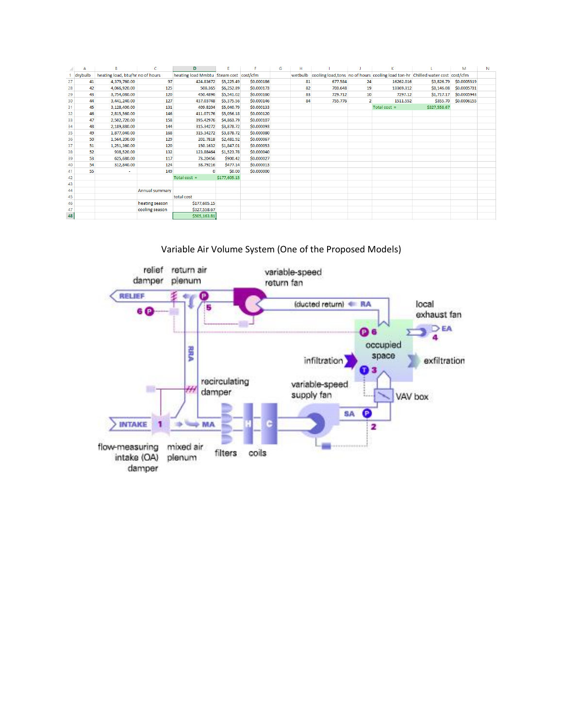| | A | B | C | D | E | F | G | H | I | J | K | L | M | N |
|---|---|---|---|---|---|---|---|---|---|---|---|---|---|---|
| 1 | drybulb | heating load, btu/hr | no of hours | heating load Mmbtu | Steam cost | cost/cfm | | wetbulb | cooling load,tons | no of hours | cooling load ton-hr | Chilled water cost | cost/cfm | |
| 27 | 41 | 4,379,760.00 | 97 | 424.83672 | $5,225.49 | $0.000186 | | 81 | 677.584 | 24 | 16262.016 | $3,826.79 | $0.0005519 | |
| 28 | 42 | 4,066,920.00 | 125 | 508.365 | $6,252.89 | $0.000173 | | 82 | 703.648 | 19 | 13369.312 | $3,146.08 | $0.0005731 | |
| 29 | 43 | 3,754,080.00 | 120 | 450.4896 | $5,541.02 | $0.000160 | | 83 | 729.712 | 10 | 7297.12 | $1,717.17 | $0.0005943 | |
| 30 | 44 | 3,441,240.00 | 127 | 437.03748 | $5,375.56 | $0.000146 | | 84 | 755.776 | 2 | 1511.552 | $355.70 | $0.0006155 | |
| 31 | 45 | 3,128,400.00 | 131 | 409.8204 | $5,040.79 | $0.000133 | | | | | Total cost = | $327,558.67 | | |
| 32 | 46 | 2,815,560.00 | 146 | 411.07176 | $5,056.18 | $0.000120 | | | | | | | | |
| 33 | 47 | 2,502,720.00 | 158 | 395.42976 | $4,863.79 | $0.000107 | | | | | | | | |
| 34 | 48 | 2,189,880.00 | 144 | 315.34272 | $3,878.72 | $0.000093 | | | | | | | | |
| 35 | 49 | 1,877,040.00 | 168 | 315.34272 | $3,878.72 | $0.000080 | | | | | | | | |
| 36 | 50 | 1,564,200.00 | 129 | 201.7818 | $2,481.92 | $0.000067 | | | | | | | | |
| 37 | 51 | 1,251,360.00 | 120 | 150.1632 | $1,847.01 | $0.000053 | | | | | | | | |
| 38 | 52 | 938,520.00 | 132 | 123.88464 | $1,523.78 | $0.000040 | | | | | | | | |
| 39 | 53 | 625,680.00 | 117 | 73.20456 | $900.42 | $0.000027 | | | | | | | | |
| 40 | 54 | 312,840.00 | 124 | 38.79216 | $477.14 | $0.000013 | | | | | | | | |
| 41 | 55 | - | 149 | 0 | $0.00 | $0.000000 | | | | | | | | |
| 42 | | | | Total cost = | $177,605.15 | | | | | | | | | |
| 43 | | | | | | | | | | | | | | |
| 44 | | | Annual summary | | | | | | | | | | | |
| 45 | | | | total cost | | | | | | | | | | |
| 46 | | | heating season | $177,605.15 | | | | | | | | | | |
| 47 | | | cooling season | $327,558.67 | | | | | | | | | | |
| 48 | | | | $505,163.81 | | | | | | | | | | |

Variable Air Volume System (One of the Proposed Models)

relief damper
return air plenum
variable-speed return fan
RELIEF
6 P
P
5
(ducted return) RA
local exhaust fan
P 6
EA
4
occupied space
RRA
infiltration
T 3
exfiltration
recirculating damper
variable-speed supply fan
VAV box
SA P
2
INTAKE 1
MA
H C
flow-measuring intake (OA) damper
mixed air plenum
filters
coils